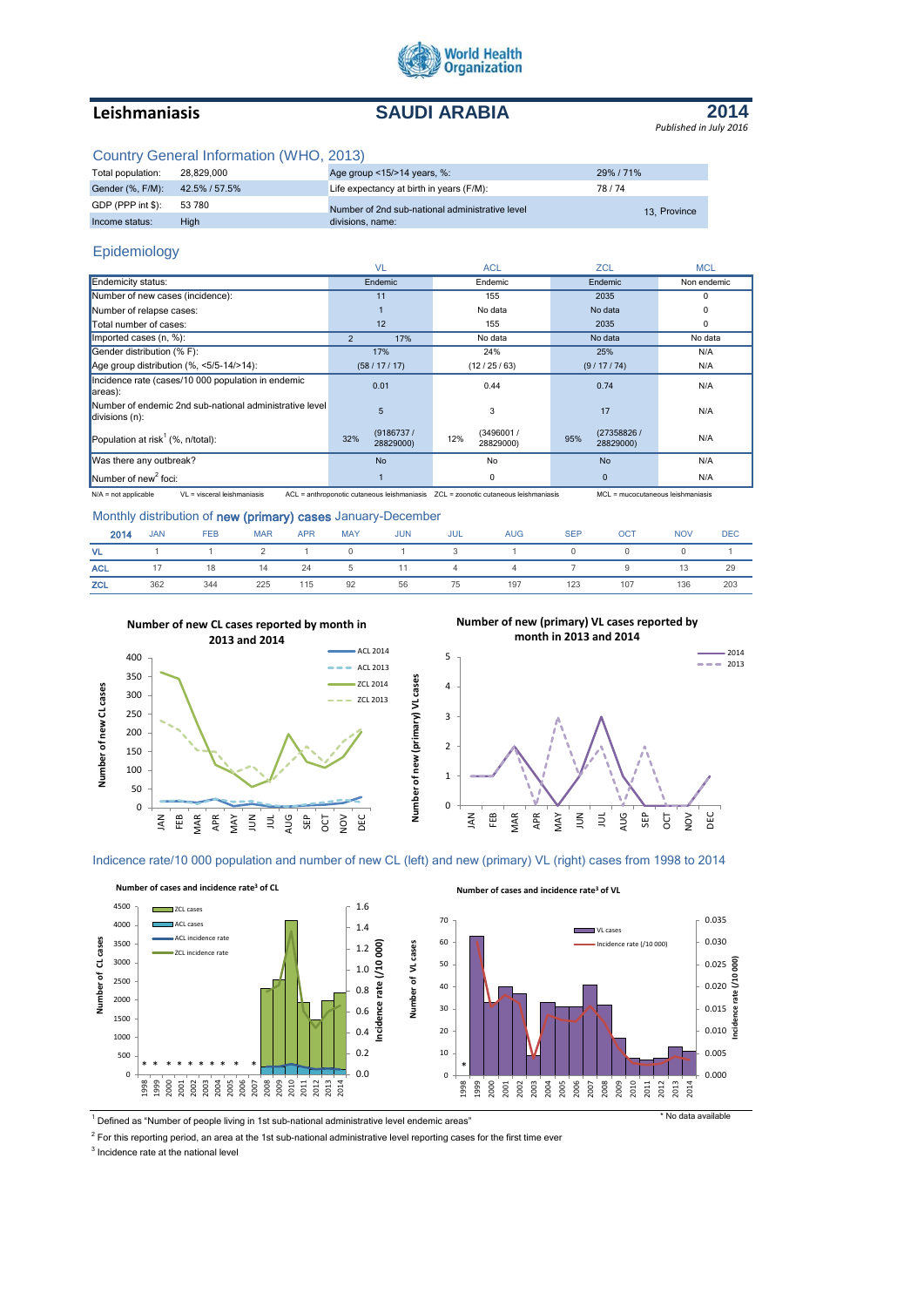World Health Organization

# Leishmaniasis

# SAUDI ARABIA

**2014**

*Published in July 2016*

## Country General Information (WHO, 2013)

| | | | |
|---|---|---|---|
| Total population: | 28,829,000 | Age group <15/>14 years, %: | 29% / 71% |
| Gender (%, F/M): | 42.5% / 57.5% | Life expectancy at birth in years (F/M): | 78 / 74 |
| GDP (PPP int $): | 53 780 | Number of 2nd sub-national administrative level divisions, name: | 13, Province |
| Income status: | High | | |

## Epidemiology

| | VL | ACL | ZCL | MCL |
|---|---|---|---|---|
| Endemicity status: | Endemic | Endemic | Endemic | Non endemic |
| Number of new cases (incidence): | 11 | 155 | 2035 | 0 |
| Number of relapse cases: | 1 | No data | No data | 0 |
| Total number of cases: | 12 | 155 | 2035 | 0 |
| Imported cases (n, %): | 2 17% | No data | No data | No data |
| Gender distribution (% F): | 17% | 24% | 25% | N/A |
| Age group distribution (%, <5/5-14/>14): | (58 / 17 / 17) | (12 / 25 / 63) | (9 / 17 / 74) | N/A |
| Incidence rate (cases/10 000 population in endemic areas): | 0.01 | 0.44 | 0.74 | N/A |
| Number of endemic 2nd sub-national administrative level divisions (n): | 5 | 3 | 17 | N/A |
| Population at risk[1] (%, n/total): | 32% (9186737 / 28829000) | 12% (3496001 / 28829000) | 95% (27358826 / 28829000) | N/A |
| Was there any outbreak? | No | No | No | N/A |
| Number of new[2] foci: | 1 | 0 | 0 | N/A |

N/A = not applicable VL = visceral leishmaniasis ACL = anthroponotic cutaneous leishmaniasis ZCL = zoonotic cutaneous leishmaniasis MCL = mucocutaneous leishmaniasis

## Monthly distribution of new (primary) cases January-December

| 2014 | JAN | FEB | MAR | APR | MAY | JUN | JUL | AUG | SEP | OCT | NOV | DEC |
|---|---|---|---|---|---|---|---|---|---|---|---|---|
| VL | 1 | 1 | 2 | 1 | 0 | 1 | 3 | 1 | 0 | 0 | 0 | 1 |
| ACL | 17 | 18 | 14 | 24 | 5 | 11 | 4 | 4 | 7 | 9 | 13 | 29 |
| ZCL | 362 | 344 | 225 | 115 | 92 | 56 | 75 | 197 | 123 | 107 | 136 | 203 |

**Number of new CL cases reported by month in 2013 and 2014**

**Number of new (primary) VL cases reported by month in 2013 and 2014**

## Indicence rate/10 000 population and number of new CL (left) and new (primary) VL (right) cases from 1998 to 2014

**Number of cases and incidence rate[3] of CL**

**Number of cases and incidence rate[3] of VL**

\* No data available

[1] Defined as "Number of people living in 1st sub-national administrative level endemic areas"

[2] For this reporting period, an area at the 1st sub-national administrative level reporting cases for the first time ever

[3] Incidence rate at the national level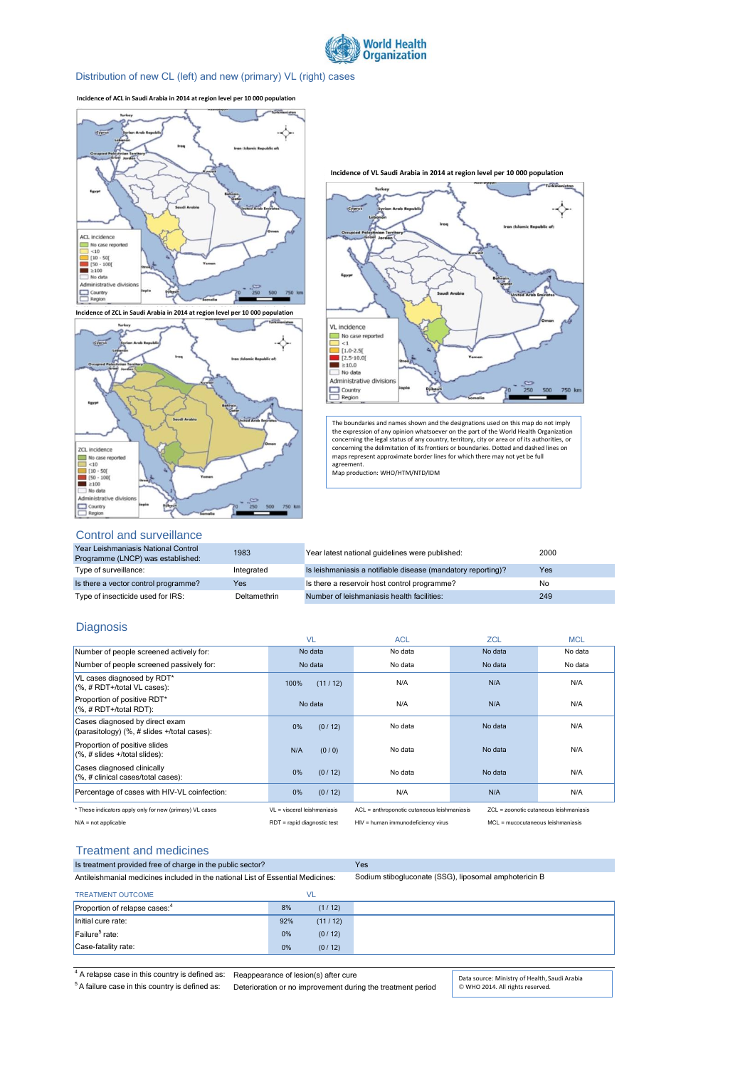## Distribution of new CL (left) and new (primary) VL (right) cases

**Incidence of ACL in Saudi Arabia in 2014 at region level per 10 000 population**

ACL incidence
No case reported
<10
[10 - 50[
[50 - 100[
≥100
No data
Administrative divisions
Country
Region

**Incidence of ZCL in Saudi Arabia in 2014 at region level per 10 000 population**

ZCL incidence
No case reported
<10
[10 - 50[
[50 - 100[
≥100
No data
Administrative divisions
Country
Region

**Incidence of VL Saudi Arabia in 2014 at region level per 10 000 population**

VL incidence
No case reported
<1
[1.0-2.5[
[2.5-10.0[
≥10.0
No data
Administrative divisions
Country
Region

The boundaries and names shown and the designations used on this map do not imply the expression of any opinion whatsoever on the part of the World Health Organization concerning the legal status of any country, territory, city or area or of its authorities, or concerning the delimitation of its frontiers or boundaries. Dotted and dashed lines on maps represent approximate border lines for which there may not yet be full agreement.
Map production: WHO/HTM/NTD/IDM

## Control and surveillance

| | | | |
|---|---|---|---|
| Year Leishmaniasis National Control Programme (LNCP) was established: | 1983 | Year latest national guidelines were published: | 2000 |
| Type of surveillance: | Integrated | Is leishmaniasis a notifiable disease (mandatory reporting)? | Yes |
| Is there a vector control programme? | Yes | Is there a reservoir host control programme? | No |
| Type of insecticide used for IRS: | Deltamethrin | Number of leishmaniasis health facilities: | 249 |

## Diagnosis

| | VL | | ACL | ZCL | MCL |
|---|---|---|---|---|---|
| Number of people screened actively for: | No data | | No data | No data | No data |
| Number of people screened passively for: | No data | | No data | No data | No data |
| VL cases diagnosed by RDT* (%, # RDT+/total VL cases): | 100% | (11 / 12) | N/A | N/A | N/A |
| Proportion of positive RDT* (%, # RDT+/total RDT): | No data | | N/A | N/A | N/A |
| Cases diagnosed by direct exam (parasitology) (%, # slides +/total cases): | 0% | (0 / 12) | No data | No data | N/A |
| Proportion of positive slides (%, # slides +/total slides): | N/A | (0 / 0) | No data | No data | N/A |
| Cases diagnosed clinically (%, # clinical cases/total cases): | 0% | (0 / 12) | No data | No data | N/A |
| Percentage of cases with HIV-VL coinfection: | 0% | (0 / 12) | N/A | N/A | N/A |

\* These indicators apply only for new (primary) VL cases
N/A = not applicable
VL = visceral leishmaniasis
RDT = rapid diagnostic test
ACL = anthroponotic cutaneous leishmaniasis
HIV = human immunodeficiency virus
ZCL = zoonotic cutaneous leishmaniasis
MCL = mucocutaneous leishmaniasis

## Treatment and medicines

| | |
|---|---|
| Is treatment provided free of charge in the public sector? | Yes |
| Antileishmanial medicines included in the national List of Essential Medicines: | Sodium stibogluconate (SSG), liposomal amphotericin B |

| TREATMENT OUTCOME | VL | |
|---|---|---|
| Proportion of relapse cases:[4] | 8% | (1 / 12) |
| Initial cure rate: | 92% | (11 / 12) |
| Failure[5] rate: | 0% | (0 / 12) |
| Case-fatality rate: | 0% | (0 / 12) |

[4] A relapse case in this country is defined as: Reappearance of lesion(s) after cure
[5] A failure case in this country is defined as: Deterioration or no improvement during the treatment period

Data source: Ministry of Health, Saudi Arabia
© WHO 2014. All rights reserved.